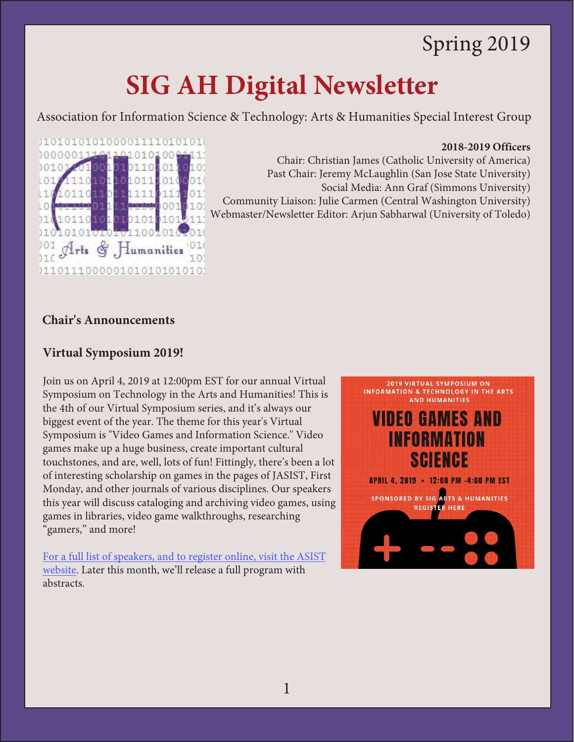Spring 2019

# SIG AH Digital Newsletter

Association for Information Science & Technology: Arts & Humanities Special Interest Group

**2018-2019 Officers**

Chair: Christian James (Catholic University of America)
Past Chair: Jeremy McLaughlin (San Jose State University)
Social Media: Ann Graf (Simmons University)
Community Liaison: Julie Carmen (Central Washington University)
Webmaster/Newsletter Editor: Arjun Sabharwal (University of Toledo)

## Chair's Announcements

### Virtual Symposium 2019!

Join us on April 4, 2019 at 12:00pm EST for our annual Virtual Symposium on Technology in the Arts and Humanities! This is the 4th of our Virtual Symposium series, and it's always our biggest event of the year. The theme for this year's Virtual Symposium is "Video Games and Information Science." Video games make up a huge business, create important cultural touchstones, and are, well, lots of fun! Fittingly, there's been a lot of interesting scholarship on games in the pages of JASIST, First Monday, and other journals of various disciplines. Our speakers this year will discuss cataloging and archiving video games, using games in libraries, video game walkthroughs, researching "gamers," and more!

For a full list of speakers, and to register online, visit the ASIST website. Later this month, we'll release a full program with abstracts.

2019 VIRTUAL SYMPOSIUM ON INFORMATION & TECHNOLOGY IN THE ARTS AND HUMANITIES

VIDEO GAMES AND INFORMATION SCIENCE

APRIL 4, 2019 • 12:00 PM -4:00 PM EST

SPONSORED BY SIG ARTS & HUMANITIES

REGISTER HERE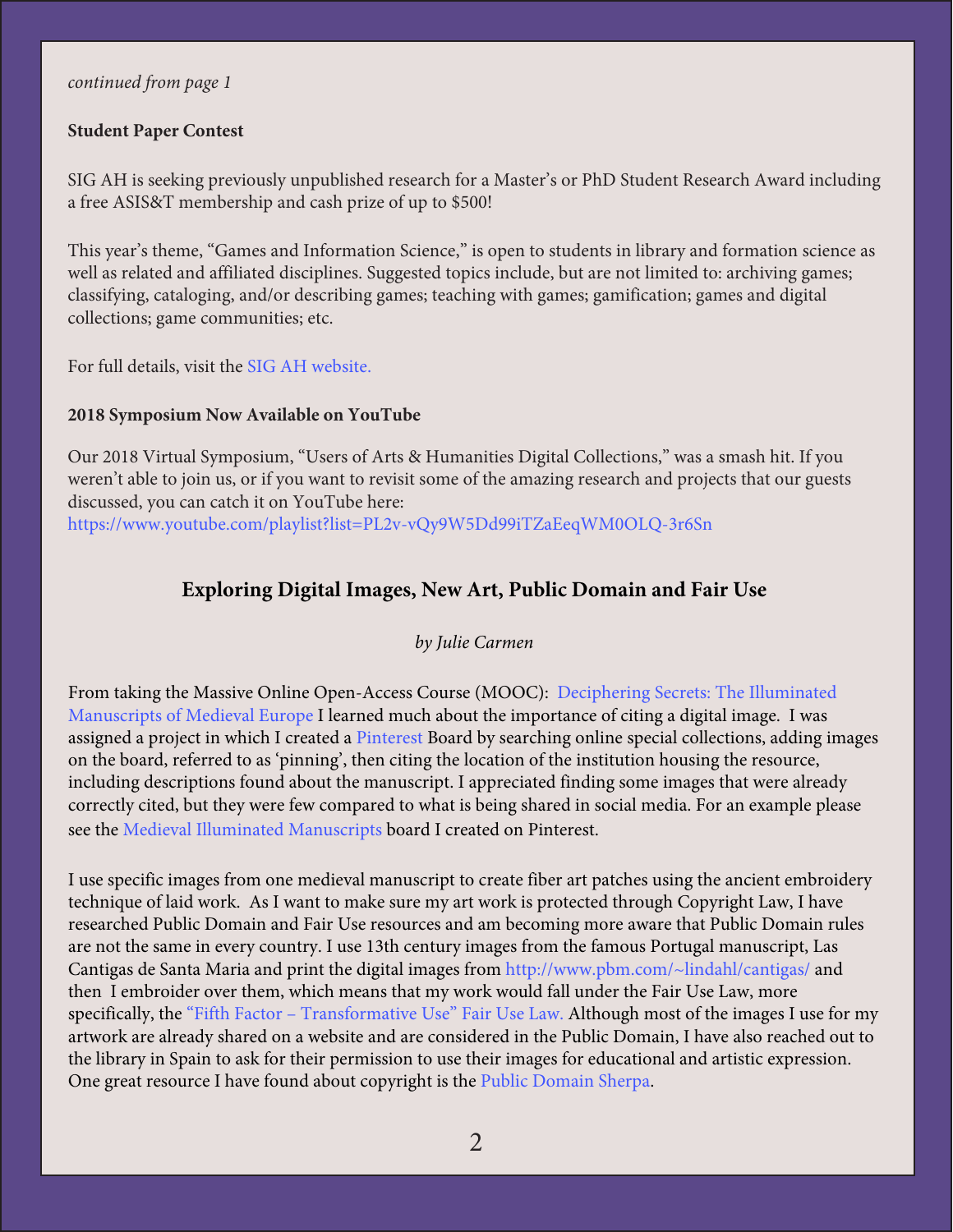*continued from page 1*

**Student Paper Contest**

SIG AH is seeking previously unpublished research for a Master's or PhD Student Research Award including a free ASIS&T membership and cash prize of up to $500!

This year's theme, "Games and Information Science," is open to students in library and formation science as well as related and affiliated disciplines. Suggested topics include, but are not limited to: archiving games; classifying, cataloging, and/or describing games; teaching with games; gamification; games and digital collections; game communities; etc.

For full details, visit the SIG AH website.

**2018 Symposium Now Available on YouTube**

Our 2018 Virtual Symposium, "Users of Arts & Humanities Digital Collections," was a smash hit. If you weren't able to join us, or if you want to revisit some of the amazing research and projects that our guests discussed, you can catch it on YouTube here:
https://www.youtube.com/playlist?list=PL2v-vQy9W5Dd99iTZaEeqWM0OLQ-3r6Sn

## Exploring Digital Images, New Art, Public Domain and Fair Use

*by Julie Carmen*

From taking the Massive Online Open-Access Course (MOOC): Deciphering Secrets: The Illuminated Manuscripts of Medieval Europe I learned much about the importance of citing a digital image. I was assigned a project in which I created a Pinterest Board by searching online special collections, adding images on the board, referred to as 'pinning', then citing the location of the institution housing the resource, including descriptions found about the manuscript. I appreciated finding some images that were already correctly cited, but they were few compared to what is being shared in social media. For an example please see the Medieval Illuminated Manuscripts board I created on Pinterest.

I use specific images from one medieval manuscript to create fiber art patches using the ancient embroidery technique of laid work. As I want to make sure my art work is protected through Copyright Law, I have researched Public Domain and Fair Use resources and am becoming more aware that Public Domain rules are not the same in every country. I use 13th century images from the famous Portugal manuscript, Las Cantigas de Santa Maria and print the digital images from http://www.pbm.com/~lindahl/cantigas/ and then I embroider over them, which means that my work would fall under the Fair Use Law, more specifically, the "Fifth Factor – Transformative Use" Fair Use Law. Although most of the images I use for my artwork are already shared on a website and are considered in the Public Domain, I have also reached out to the library in Spain to ask for their permission to use their images for educational and artistic expression. One great resource I have found about copyright is the Public Domain Sherpa.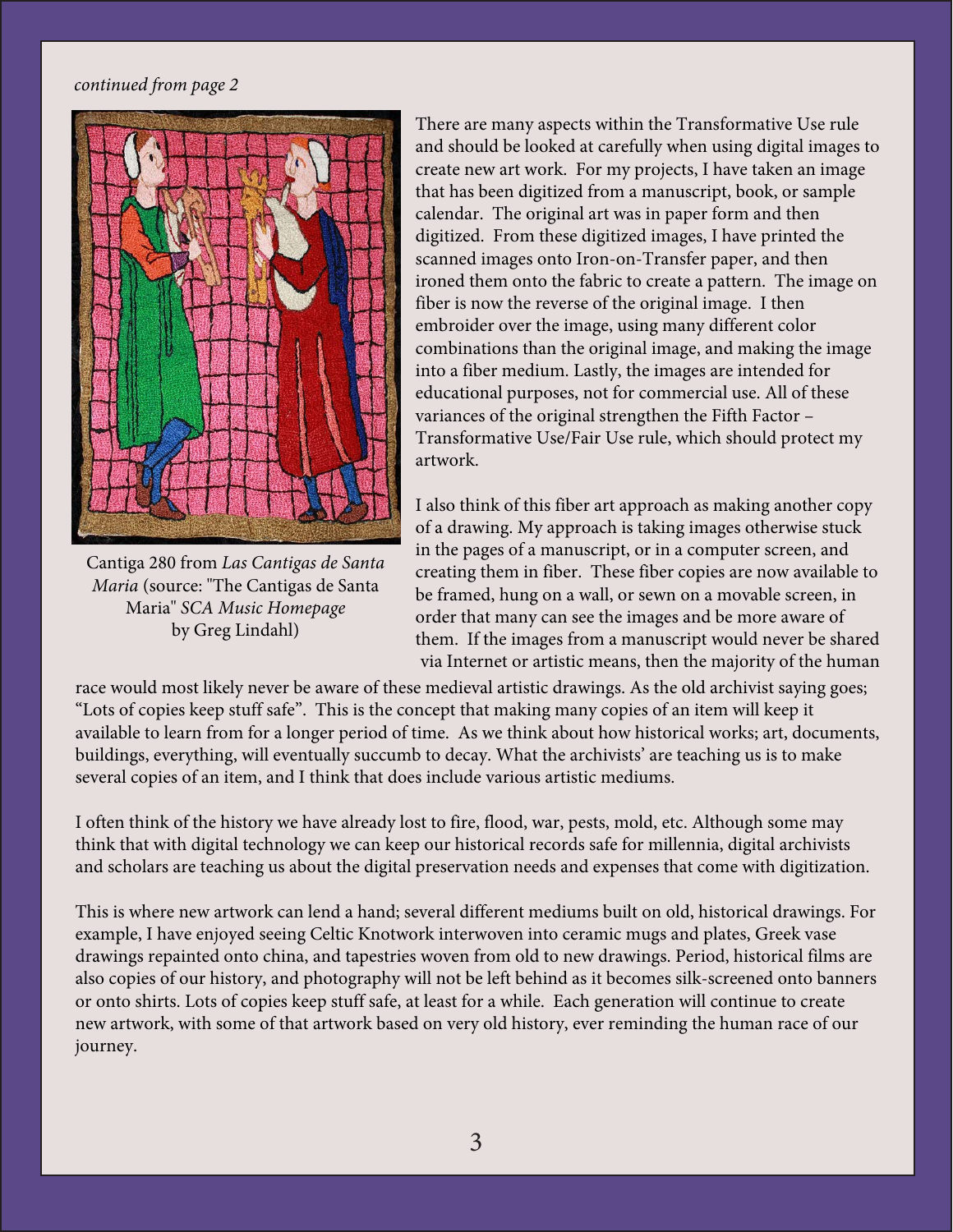*continued from page 2*

Cantiga 280 from *Las Cantigas de Santa Maria* (source: "The Cantigas de Santa Maria" *SCA Music Homepage* by Greg Lindahl)

There are many aspects within the Transformative Use rule and should be looked at carefully when using digital images to create new art work. For my projects, I have taken an image that has been digitized from a manuscript, book, or sample calendar. The original art was in paper form and then digitized. From these digitized images, I have printed the scanned images onto Iron-on-Transfer paper, and then ironed them onto the fabric to create a pattern. The image on fiber is now the reverse of the original image. I then embroider over the image, using many different color combinations than the original image, and making the image into a fiber medium. Lastly, the images are intended for educational purposes, not for commercial use. All of these variances of the original strengthen the Fifth Factor – Transformative Use/Fair Use rule, which should protect my artwork.

I also think of this fiber art approach as making another copy of a drawing. My approach is taking images otherwise stuck in the pages of a manuscript, or in a computer screen, and creating them in fiber. These fiber copies are now available to be framed, hung on a wall, or sewn on a movable screen, in order that many can see the images and be more aware of them. If the images from a manuscript would never be shared via Internet or artistic means, then the majority of the human race would most likely never be aware of these medieval artistic drawings. As the old archivist saying goes; "Lots of copies keep stuff safe". This is the concept that making many copies of an item will keep it available to learn from for a longer period of time. As we think about how historical works; art, documents, buildings, everything, will eventually succumb to decay. What the archivists' are teaching us is to make several copies of an item, and I think that does include various artistic mediums.

I often think of the history we have already lost to fire, flood, war, pests, mold, etc. Although some may think that with digital technology we can keep our historical records safe for millennia, digital archivists and scholars are teaching us about the digital preservation needs and expenses that come with digitization.

This is where new artwork can lend a hand; several different mediums built on old, historical drawings. For example, I have enjoyed seeing Celtic Knotwork interwoven into ceramic mugs and plates, Greek vase drawings repainted onto china, and tapestries woven from old to new drawings. Period, historical films are also copies of our history, and photography will not be left behind as it becomes silk-screened onto banners or onto shirts. Lots of copies keep stuff safe, at least for a while. Each generation will continue to create new artwork, with some of that artwork based on very old history, ever reminding the human race of our journey.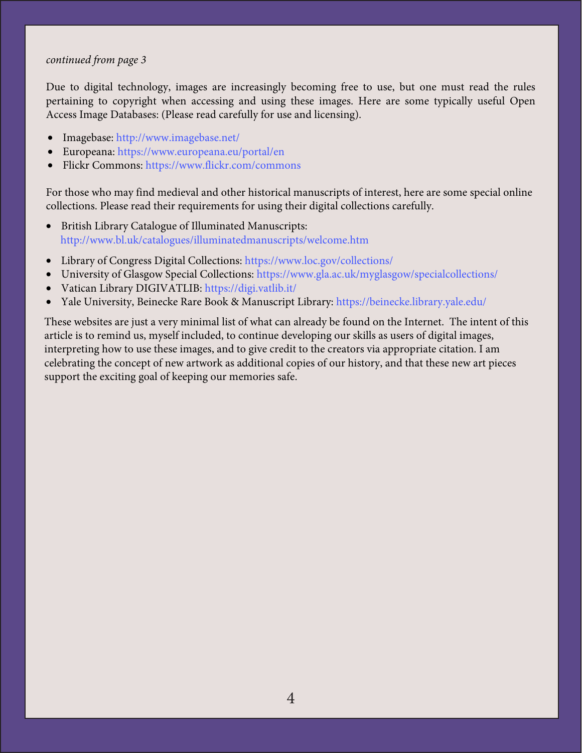*continued from page 3*

Due to digital technology, images are increasingly becoming free to use, but one must read the rules pertaining to copyright when accessing and using these images. Here are some typically useful Open Access Image Databases: (Please read carefully for use and licensing).

- Imagebase: http://www.imagebase.net/
- Europeana: https://www.europeana.eu/portal/en
- Flickr Commons: https://www.flickr.com/commons

For those who may find medieval and other historical manuscripts of interest, here are some special online collections. Please read their requirements for using their digital collections carefully.

- British Library Catalogue of Illuminated Manuscripts: http://www.bl.uk/catalogues/illuminatedmanuscripts/welcome.htm
- Library of Congress Digital Collections: https://www.loc.gov/collections/
- University of Glasgow Special Collections: https://www.gla.ac.uk/myglasgow/specialcollections/
- Vatican Library DIGIVATLIB: https://digi.vatlib.it/
- Yale University, Beinecke Rare Book & Manuscript Library: https://beinecke.library.yale.edu/

These websites are just a very minimal list of what can already be found on the Internet. The intent of this article is to remind us, myself included, to continue developing our skills as users of digital images, interpreting how to use these images, and to give credit to the creators via appropriate citation. I am celebrating the concept of new artwork as additional copies of our history, and that these new art pieces support the exciting goal of keeping our memories safe.